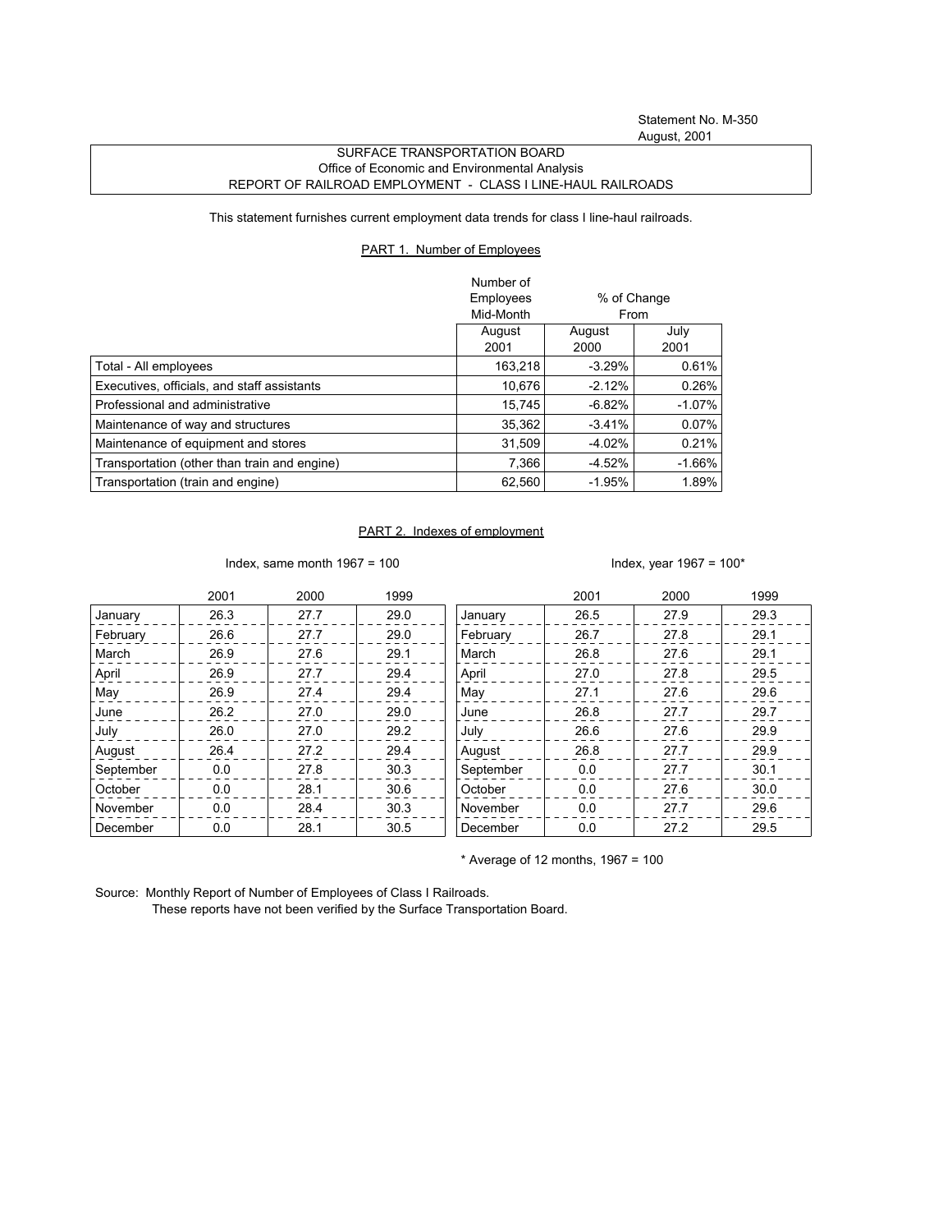Statement No. M-350
August, 2001

SURFACE TRANSPORTATION BOARD
Office of Economic and Environmental Analysis
REPORT OF RAILROAD EMPLOYMENT - CLASS I LINE-HAUL RAILROADS

This statement furnishes current employment data trends for class I line-haul railroads.

## PART 1. Number of Employees

| | Number of Employees Mid-Month | % of Change From | |
|---|---|---|---|
| | August 2001 | August 2000 | July 2001 |
| Total - All employees | 163,218 | -3.29% | 0.61% |
| Executives, officials, and staff assistants | 10,676 | -2.12% | 0.26% |
| Professional and administrative | 15,745 | -6.82% | -1.07% |
| Maintenance of way and structures | 35,362 | -3.41% | 0.07% |
| Maintenance of equipment and stores | 31,509 | -4.02% | 0.21% |
| Transportation (other than train and engine) | 7,366 | -4.52% | -1.66% |
| Transportation (train and engine) | 62,560 | -1.95% | 1.89% |

## PART 2. Indexes of employment

Index, same month 1967 = 100

| | 2001 | 2000 | 1999 |
|---|---|---|---|
| January | 26.3 | 27.7 | 29.0 |
| February | 26.6 | 27.7 | 29.0 |
| March | 26.9 | 27.6 | 29.1 |
| April | 26.9 | 27.7 | 29.4 |
| May | 26.9 | 27.4 | 29.4 |
| June | 26.2 | 27.0 | 29.0 |
| July | 26.0 | 27.0 | 29.2 |
| August | 26.4 | 27.2 | 29.4 |
| September | 0.0 | 27.8 | 30.3 |
| October | 0.0 | 28.1 | 30.6 |
| November | 0.0 | 28.4 | 30.3 |
| December | 0.0 | 28.1 | 30.5 |

Index, year 1967 = 100*

| | 2001 | 2000 | 1999 |
|---|---|---|---|
| January | 26.5 | 27.9 | 29.3 |
| February | 26.7 | 27.8 | 29.1 |
| March | 26.8 | 27.6 | 29.1 |
| April | 27.0 | 27.8 | 29.5 |
| May | 27.1 | 27.6 | 29.6 |
| June | 26.8 | 27.7 | 29.7 |
| July | 26.6 | 27.6 | 29.9 |
| August | 26.8 | 27.7 | 29.9 |
| September | 0.0 | 27.7 | 30.1 |
| October | 0.0 | 27.6 | 30.0 |
| November | 0.0 | 27.7 | 29.6 |
| December | 0.0 | 27.2 | 29.5 |

\* Average of 12 months, 1967 = 100

Source: Monthly Report of Number of Employees of Class I Railroads.
These reports have not been verified by the Surface Transportation Board.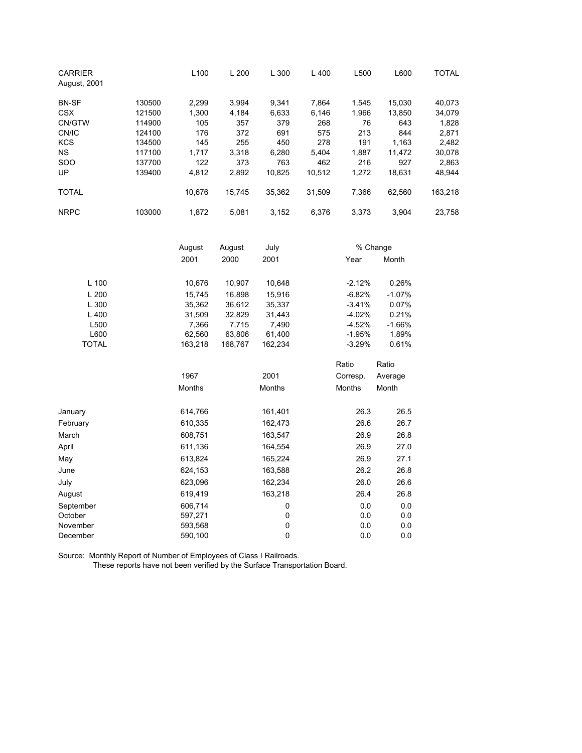| CARRIER August, 2001 | | L100 | L 200 | L 300 | L 400 | L500 | L600 | TOTAL |
|---|---|---|---|---|---|---|---|---|
| BN-SF | 130500 | 2,299 | 3,994 | 9,341 | 7,864 | 1,545 | 15,030 | 40,073 |
| CSX | 121500 | 1,300 | 4,184 | 6,633 | 6,146 | 1,966 | 13,850 | 34,079 |
| CN/GTW | 114900 | 105 | 357 | 379 | 268 | 76 | 643 | 1,828 |
| CN/IC | 124100 | 176 | 372 | 691 | 575 | 213 | 844 | 2,871 |
| KCS | 134500 | 145 | 255 | 450 | 278 | 191 | 1,163 | 2,482 |
| NS | 117100 | 1,717 | 3,318 | 6,280 | 5,404 | 1,887 | 11,472 | 30,078 |
| SOO | 137700 | 122 | 373 | 763 | 462 | 216 | 927 | 2,863 |
| UP | 139400 | 4,812 | 2,892 | 10,825 | 10,512 | 1,272 | 18,631 | 48,944 |
| TOTAL | | 10,676 | 15,745 | 35,362 | 31,509 | 7,366 | 62,560 | 163,218 |
| NRPC | 103000 | 1,872 | 5,081 | 3,152 | 6,376 | 3,373 | 3,904 | 23,758 |

| | August 2001 | August 2000 | July 2001 | % Change Year | % Change Month |
|---|---|---|---|---|---|
| L 100 | 10,676 | 10,907 | 10,648 | -2.12% | 0.26% |
| L 200 | 15,745 | 16,898 | 15,916 | -6.82% | -1.07% |
| L 300 | 35,362 | 36,612 | 35,337 | -3.41% | 0.07% |
| L 400 | 31,509 | 32,829 | 31,443 | -4.02% | 0.21% |
| L500 | 7,366 | 7,715 | 7,490 | -4.52% | -1.66% |
| L600 | 62,560 | 63,806 | 61,400 | -1.95% | 1.89% |
| TOTAL | 163,218 | 168,767 | 162,234 | -3.29% | 0.61% |

| | 1967 Months | 2001 Months | Ratio Corresp. Months | Ratio Average Month |
|---|---|---|---|---|
| January | 614,766 | 161,401 | 26.3 | 26.5 |
| February | 610,335 | 162,473 | 26.6 | 26.7 |
| March | 608,751 | 163,547 | 26.9 | 26.8 |
| April | 611,136 | 164,554 | 26.9 | 27.0 |
| May | 613,824 | 165,224 | 26.9 | 27.1 |
| June | 624,153 | 163,588 | 26.2 | 26.8 |
| July | 623,096 | 162,234 | 26.0 | 26.6 |
| August | 619,419 | 163,218 | 26.4 | 26.8 |
| September | 606,714 | 0 | 0.0 | 0.0 |
| October | 597,271 | 0 | 0.0 | 0.0 |
| November | 593,568 | 0 | 0.0 | 0.0 |
| December | 590,100 | 0 | 0.0 | 0.0 |

Source: Monthly Report of Number of Employees of Class I Railroads.
These reports have not been verified by the Surface Transportation Board.